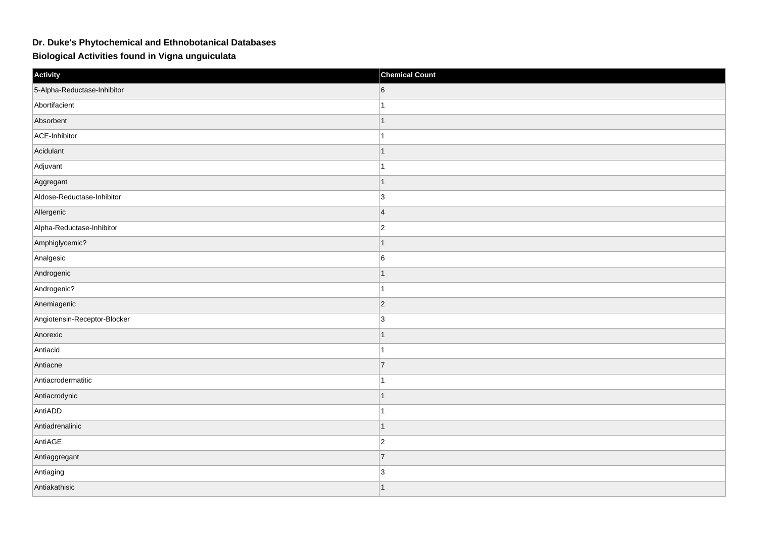# Dr. Duke's Phytochemical and Ethnobotanical Databases

## Biological Activities found in Vigna unguiculata

| Activity | Chemical Count |
| --- | --- |
| 5-Alpha-Reductase-Inhibitor | 6 |
| Abortifacient | 1 |
| Absorbent | 1 |
| ACE-Inhibitor | 1 |
| Acidulant | 1 |
| Adjuvant | 1 |
| Aggregant | 1 |
| Aldose-Reductase-Inhibitor | 3 |
| Allergenic | 4 |
| Alpha-Reductase-Inhibitor | 2 |
| Amphiglycemic? | 1 |
| Analgesic | 6 |
| Androgenic | 1 |
| Androgenic? | 1 |
| Anemiagenic | 2 |
| Angiotensin-Receptor-Blocker | 3 |
| Anorexic | 1 |
| Antiacid | 1 |
| Antiacne | 7 |
| Antiacrodermatitic | 1 |
| Antiacrodynic | 1 |
| AntiADD | 1 |
| Antiadrenalinic | 1 |
| AntiAGE | 2 |
| Antiaggregant | 7 |
| Antiaging | 3 |
| Antiakathisic | 1 |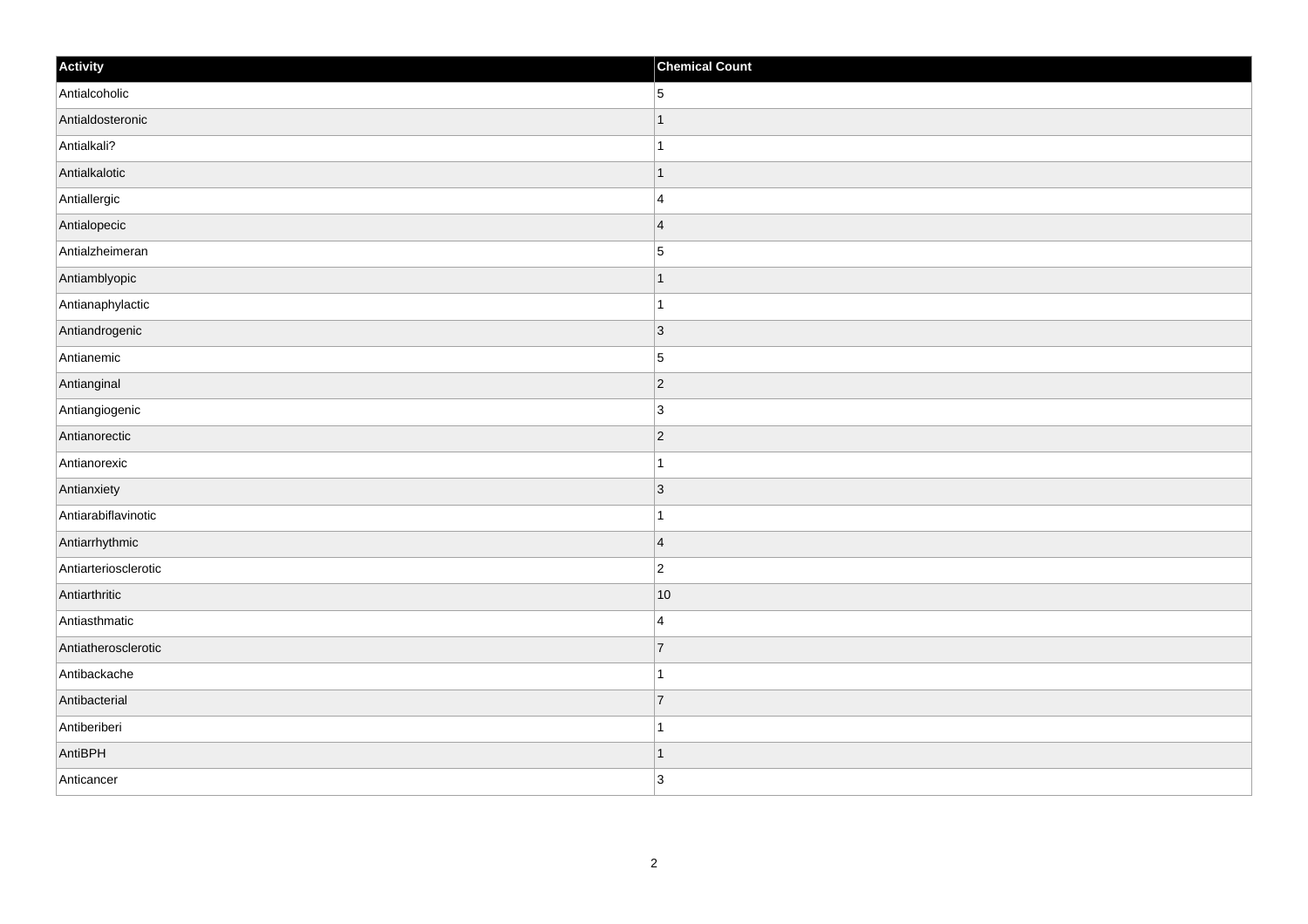| Activity | Chemical Count |
|---|---|
| Antialcoholic | 5 |
| Antialdosteronic | 1 |
| Antialkali? | 1 |
| Antialkalotic | 1 |
| Antiallergic | 4 |
| Antialopecic | 4 |
| Antialzheimeran | 5 |
| Antiamblyopic | 1 |
| Antianaphylactic | 1 |
| Antiandrogenic | 3 |
| Antianemic | 5 |
| Antianginal | 2 |
| Antiangiogenic | 3 |
| Antianorectic | 2 |
| Antianorexic | 1 |
| Antianxiety | 3 |
| Antiarabiflavinotic | 1 |
| Antiarrhythmic | 4 |
| Antiarteriosclerotic | 2 |
| Antiarthritic | 10 |
| Antiasthmatic | 4 |
| Antiatherosclerotic | 7 |
| Antibackache | 1 |
| Antibacterial | 7 |
| Antiberiberi | 1 |
| AntiBPH | 1 |
| Anticancer | 3 |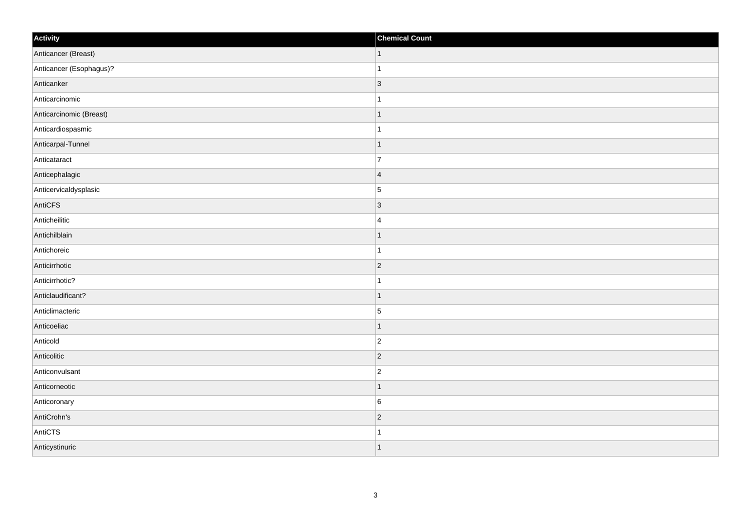| Activity | Chemical Count |
| --- | --- |
| Anticancer (Breast) | 1 |
| Anticancer (Esophagus)? | 1 |
| Anticanker | 3 |
| Anticarcinomic | 1 |
| Anticarcinomic (Breast) | 1 |
| Anticardiospasmic | 1 |
| Anticarpal-Tunnel | 1 |
| Anticataract | 7 |
| Anticephalagic | 4 |
| Anticervicaldysplasic | 5 |
| AntiCFS | 3 |
| Anticheilitic | 4 |
| Antichilblain | 1 |
| Antichoreic | 1 |
| Anticirrhotic | 2 |
| Anticirrhotic? | 1 |
| Anticlaudificant? | 1 |
| Anticlimacteric | 5 |
| Anticoeliac | 1 |
| Anticold | 2 |
| Anticolitic | 2 |
| Anticonvulsant | 2 |
| Anticorneotic | 1 |
| Anticoronary | 6 |
| AntiCrohn's | 2 |
| AntiCTS | 1 |
| Anticystinuric | 1 |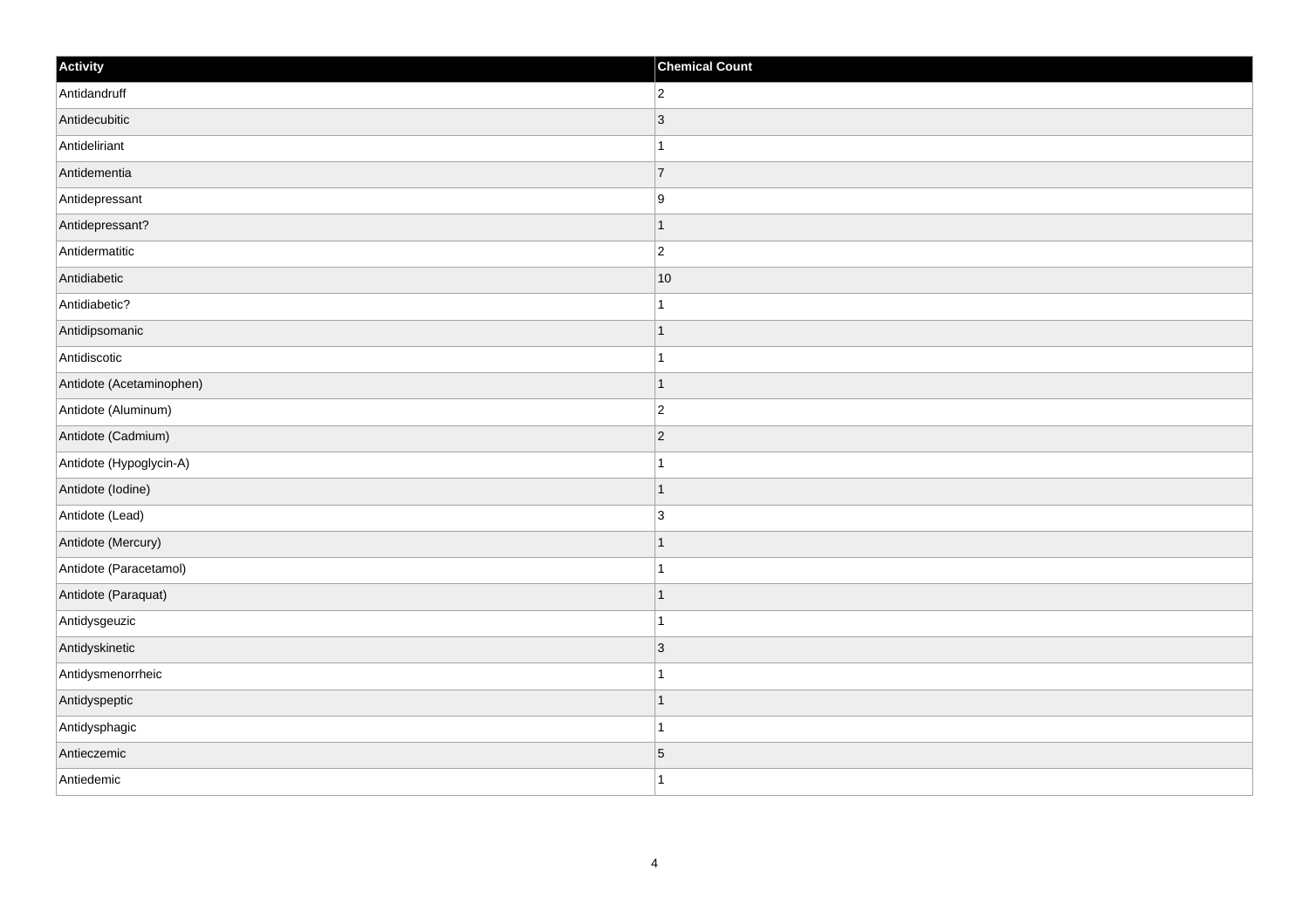| Activity | Chemical Count |
| --- | --- |
| Antidandruff | 2 |
| Antidecubitic | 3 |
| Antideliriant | 1 |
| Antidementia | 7 |
| Antidepressant | 9 |
| Antidepressant? | 1 |
| Antidermatitic | 2 |
| Antidiabetic | 10 |
| Antidiabetic? | 1 |
| Antidipsomanic | 1 |
| Antidiscotic | 1 |
| Antidote (Acetaminophen) | 1 |
| Antidote (Aluminum) | 2 |
| Antidote (Cadmium) | 2 |
| Antidote (Hypoglycin-A) | 1 |
| Antidote (Iodine) | 1 |
| Antidote (Lead) | 3 |
| Antidote (Mercury) | 1 |
| Antidote (Paracetamol) | 1 |
| Antidote (Paraquat) | 1 |
| Antidysgeuzic | 1 |
| Antidyskinetic | 3 |
| Antidysmenorrheic | 1 |
| Antidyspeptic | 1 |
| Antidysphagic | 1 |
| Antieczemic | 5 |
| Antiedemic | 1 |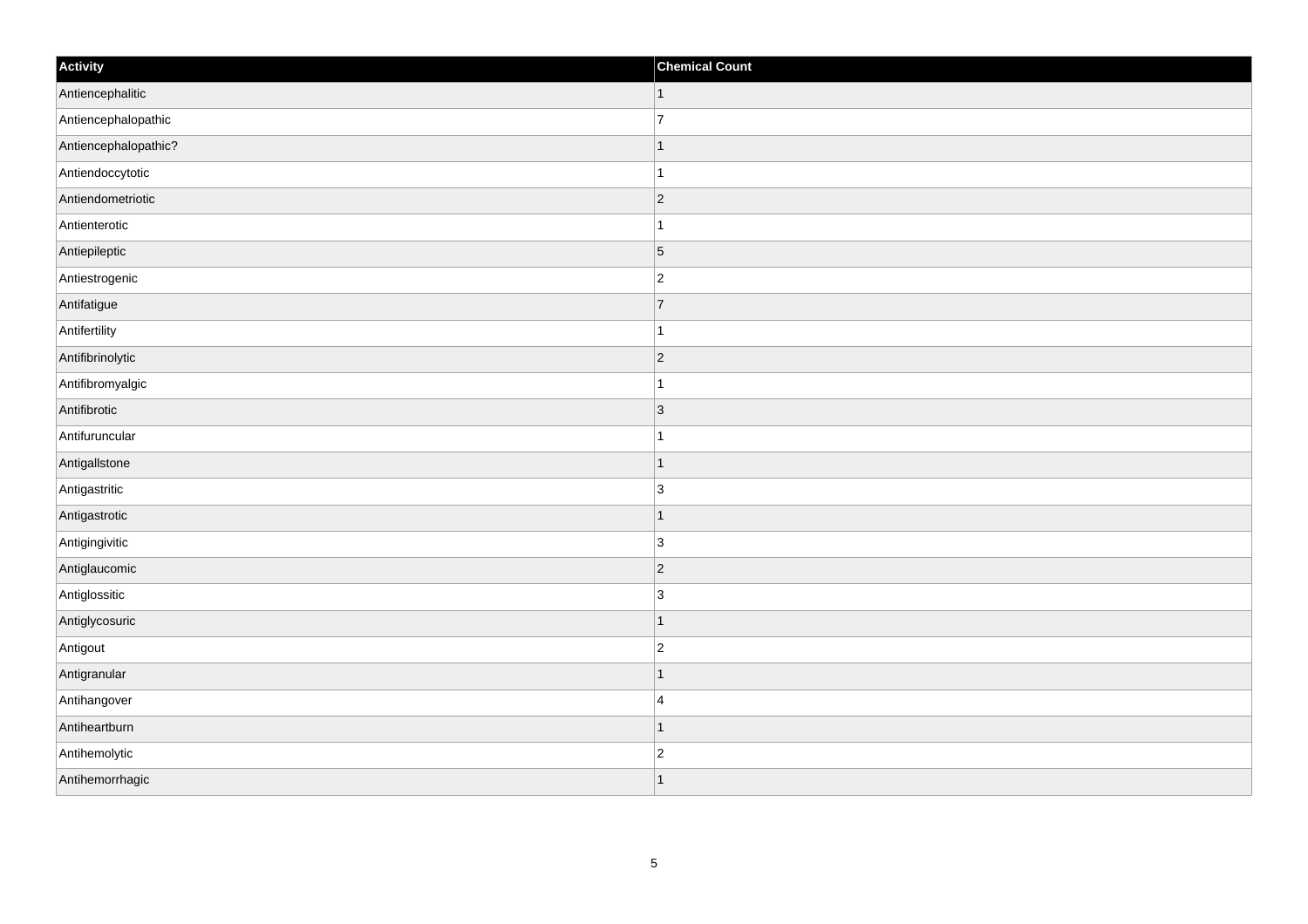| Activity | Chemical Count |
| --- | --- |
| Antiencephalitic | 1 |
| Antiencephalopathic | 7 |
| Antiencephalopathic? | 1 |
| Antiendoccytotic | 1 |
| Antiendometriotic | 2 |
| Antienterotic | 1 |
| Antiepileptic | 5 |
| Antiestrogenic | 2 |
| Antifatigue | 7 |
| Antifertility | 1 |
| Antifibrinolytic | 2 |
| Antifibromyalgic | 1 |
| Antifibrotic | 3 |
| Antifuruncular | 1 |
| Antigallstone | 1 |
| Antigastritic | 3 |
| Antigastrotic | 1 |
| Antigingivitic | 3 |
| Antiglaucomic | 2 |
| Antiglossitic | 3 |
| Antiglycosuric | 1 |
| Antigout | 2 |
| Antigranular | 1 |
| Antihangover | 4 |
| Antiheartburn | 1 |
| Antihemolytic | 2 |
| Antihemorrhagic | 1 |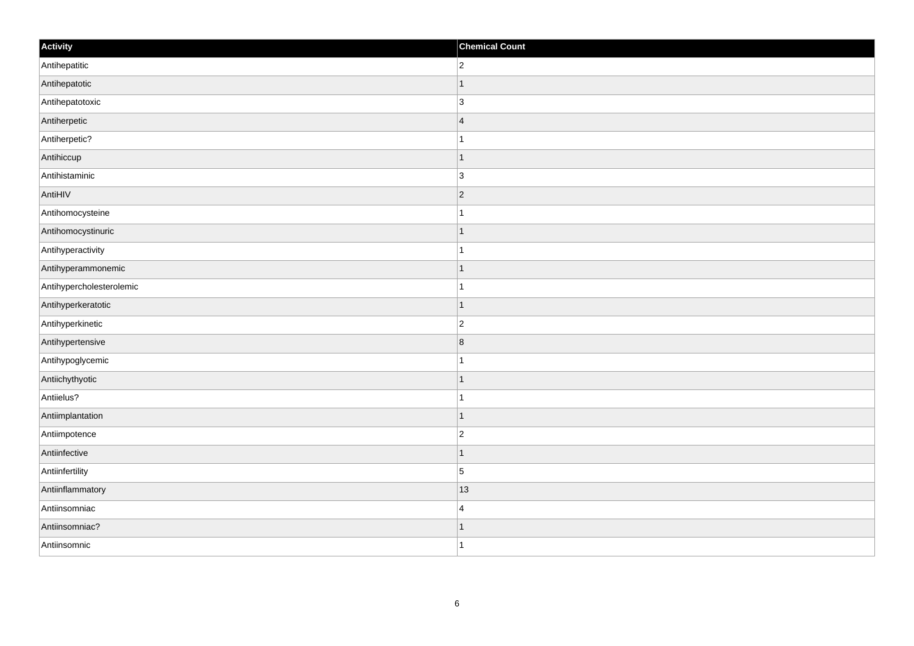| Activity | Chemical Count |
| --- | --- |
| Antihepatitic | 2 |
| Antihepatotic | 1 |
| Antihepatotoxic | 3 |
| Antiherpetic | 4 |
| Antiherpetic? | 1 |
| Antihiccup | 1 |
| Antihistaminic | 3 |
| AntiHIV | 2 |
| Antihomocysteine | 1 |
| Antihomocystinuric | 1 |
| Antihyperactivity | 1 |
| Antihyperammonemic | 1 |
| Antihypercholesterolemic | 1 |
| Antihyperkeratotic | 1 |
| Antihyperkinetic | 2 |
| Antihypertensive | 8 |
| Antihypoglycemic | 1 |
| Antiichythyotic | 1 |
| Antiielus? | 1 |
| Antiimplantation | 1 |
| Antiimpotence | 2 |
| Antiinfective | 1 |
| Antiinfertility | 5 |
| Antiinflammatory | 13 |
| Antiinsomniac | 4 |
| Antiinsomniac? | 1 |
| Antiinsomnic | 1 |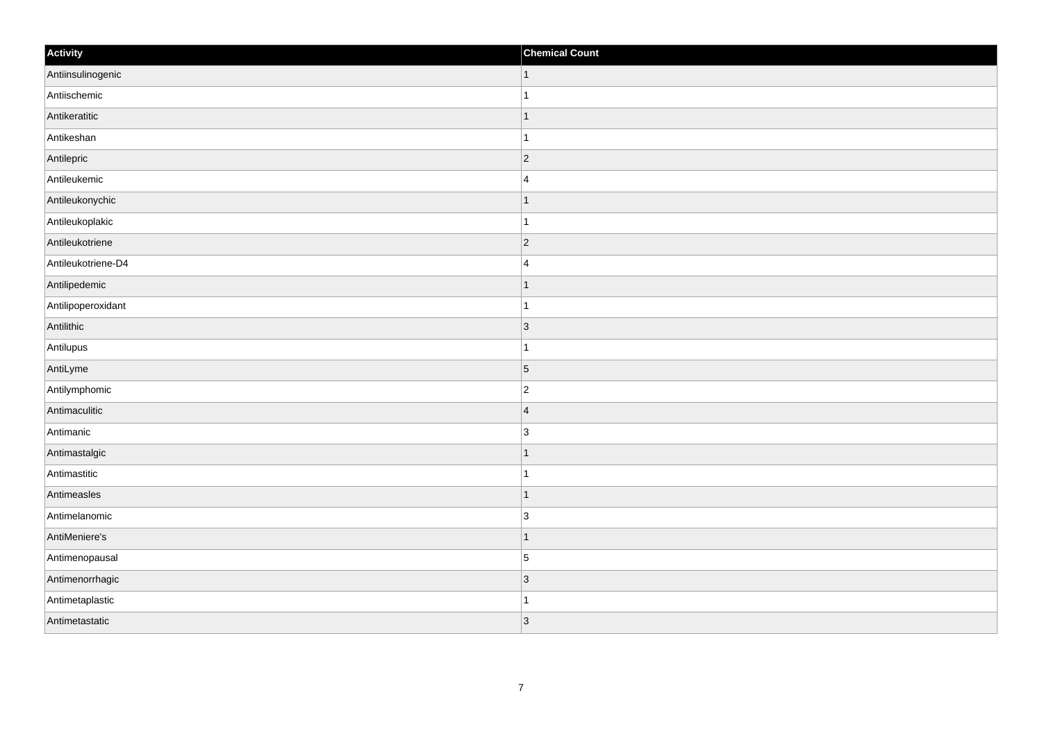| Activity | Chemical Count |
| --- | --- |
| Antiinsulinogenic | 1 |
| Antiischemic | 1 |
| Antikeratitic | 1 |
| Antikeshan | 1 |
| Antilepric | 2 |
| Antileukemic | 4 |
| Antileukonychic | 1 |
| Antileukoplakic | 1 |
| Antileukotriene | 2 |
| Antileukotriene-D4 | 4 |
| Antilipedemic | 1 |
| Antilipoperoxidant | 1 |
| Antilithic | 3 |
| Antilupus | 1 |
| AntiLyme | 5 |
| Antilymphomic | 2 |
| Antimaculitic | 4 |
| Antimanic | 3 |
| Antimastalgic | 1 |
| Antimastitic | 1 |
| Antimeasles | 1 |
| Antimelanomic | 3 |
| AntiMeniere's | 1 |
| Antimenopausal | 5 |
| Antimenorrhagic | 3 |
| Antimetaplastic | 1 |
| Antimetastatic | 3 |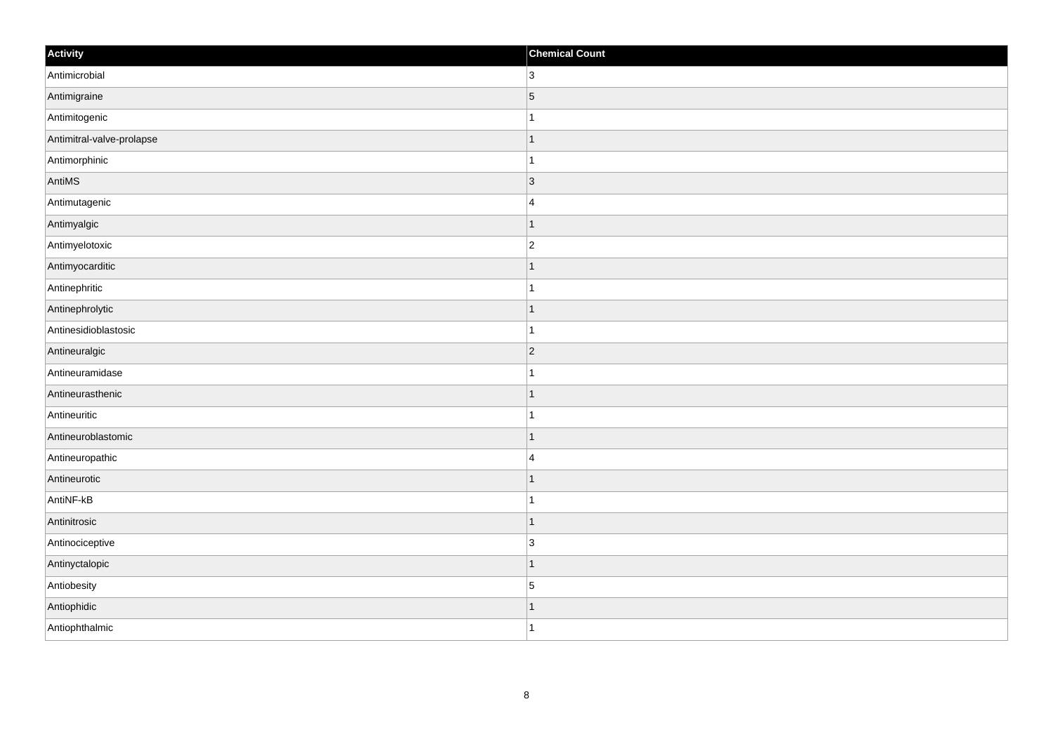| Activity | Chemical Count |
| --- | --- |
| Antimicrobial | 3 |
| Antimigraine | 5 |
| Antimitogenic | 1 |
| Antimitral-valve-prolapse | 1 |
| Antimorphinic | 1 |
| AntiMS | 3 |
| Antimutagenic | 4 |
| Antimyalgic | 1 |
| Antimyelotoxic | 2 |
| Antimyocarditic | 1 |
| Antinephritic | 1 |
| Antinephrolytic | 1 |
| Antinesidioblastosic | 1 |
| Antineuralgic | 2 |
| Antineuramidase | 1 |
| Antineurasthenic | 1 |
| Antineuritic | 1 |
| Antineuroblastomic | 1 |
| Antineuropathic | 4 |
| Antineurotic | 1 |
| AntiNF-kB | 1 |
| Antinitrosic | 1 |
| Antinociceptive | 3 |
| Antinyctalopic | 1 |
| Antiobesity | 5 |
| Antiophidic | 1 |
| Antiophthalmic | 1 |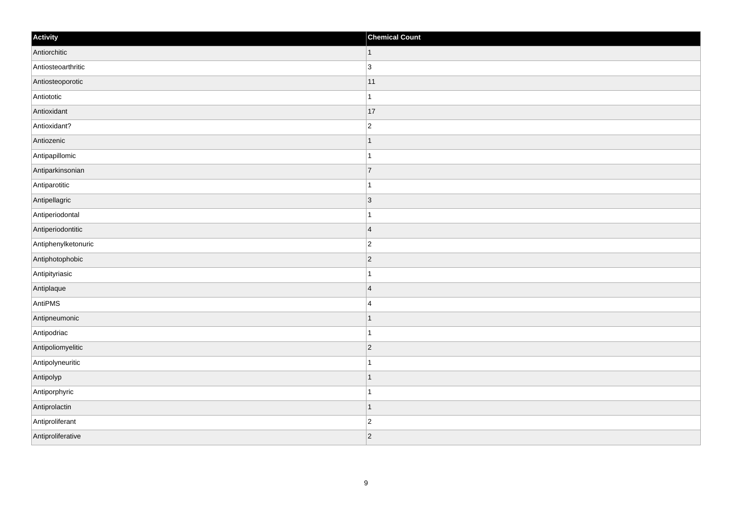| Activity | Chemical Count |
| --- | --- |
| Antiorchitic | 1 |
| Antiosteoarthritic | 3 |
| Antiosteoporotic | 11 |
| Antiototic | 1 |
| Antioxidant | 17 |
| Antioxidant? | 2 |
| Antiozenic | 1 |
| Antipapillomic | 1 |
| Antiparkinsonian | 7 |
| Antiparotitic | 1 |
| Antipellagric | 3 |
| Antiperiodontal | 1 |
| Antiperiodontitic | 4 |
| Antiphenylketonuric | 2 |
| Antiphotophobic | 2 |
| Antipityriasic | 1 |
| Antiplaque | 4 |
| AntiPMS | 4 |
| Antipneumonic | 1 |
| Antipodriac | 1 |
| Antipoliomyelitic | 2 |
| Antipolyneuritic | 1 |
| Antipolyp | 1 |
| Antiporphyric | 1 |
| Antiprolactin | 1 |
| Antiproliferant | 2 |
| Antiproliferative | 2 |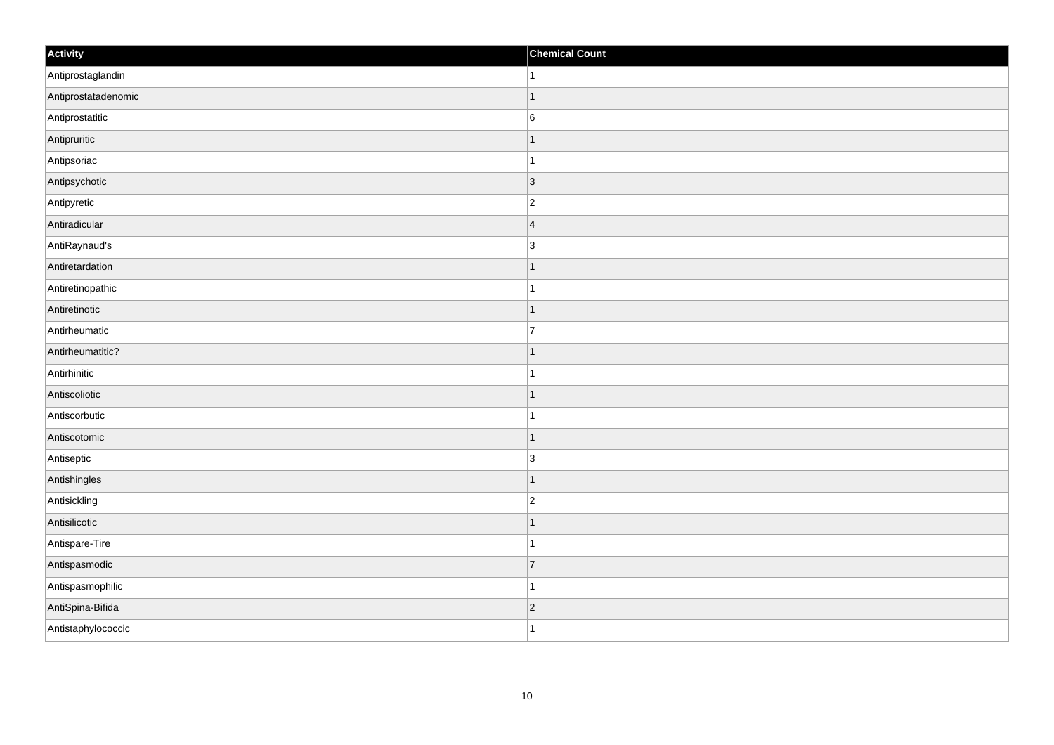| Activity | Chemical Count |
| --- | --- |
| Antiprostaglandin | 1 |
| Antiprostatadenomic | 1 |
| Antiprostatitic | 6 |
| Antipruritic | 1 |
| Antipsoriac | 1 |
| Antipsychotic | 3 |
| Antipyretic | 2 |
| Antiradicular | 4 |
| AntiRaynaud's | 3 |
| Antiretardation | 1 |
| Antiretinopathic | 1 |
| Antiretinotic | 1 |
| Antirheumatic | 7 |
| Antirheumatitic? | 1 |
| Antirhinitic | 1 |
| Antiscoliotic | 1 |
| Antiscorbutic | 1 |
| Antiscotomic | 1 |
| Antiseptic | 3 |
| Antishingles | 1 |
| Antisickling | 2 |
| Antisilicotic | 1 |
| Antispare-Tire | 1 |
| Antispasmodic | 7 |
| Antispasmophilic | 1 |
| AntiSpina-Bifida | 2 |
| Antistaphylococcic | 1 |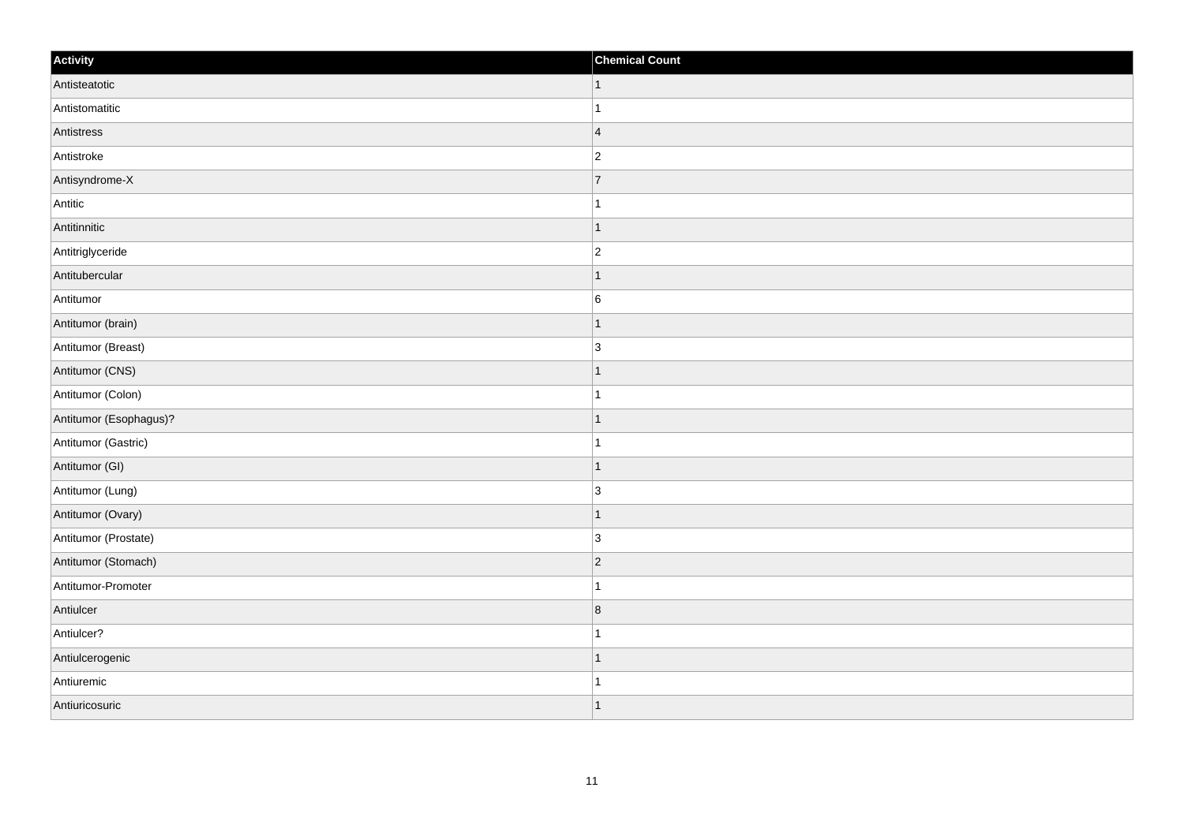| Activity | Chemical Count |
| --- | --- |
| Antisteatotic | 1 |
| Antistomatitic | 1 |
| Antistress | 4 |
| Antistroke | 2 |
| Antisyndrome-X | 7 |
| Antitic | 1 |
| Antitinnitic | 1 |
| Antitriglyceride | 2 |
| Antitubercular | 1 |
| Antitumor | 6 |
| Antitumor (brain) | 1 |
| Antitumor (Breast) | 3 |
| Antitumor (CNS) | 1 |
| Antitumor (Colon) | 1 |
| Antitumor (Esophagus)? | 1 |
| Antitumor (Gastric) | 1 |
| Antitumor (GI) | 1 |
| Antitumor (Lung) | 3 |
| Antitumor (Ovary) | 1 |
| Antitumor (Prostate) | 3 |
| Antitumor (Stomach) | 2 |
| Antitumor-Promoter | 1 |
| Antiulcer | 8 |
| Antiulcer? | 1 |
| Antiulcerogenic | 1 |
| Antiuremic | 1 |
| Antiuricosuric | 1 |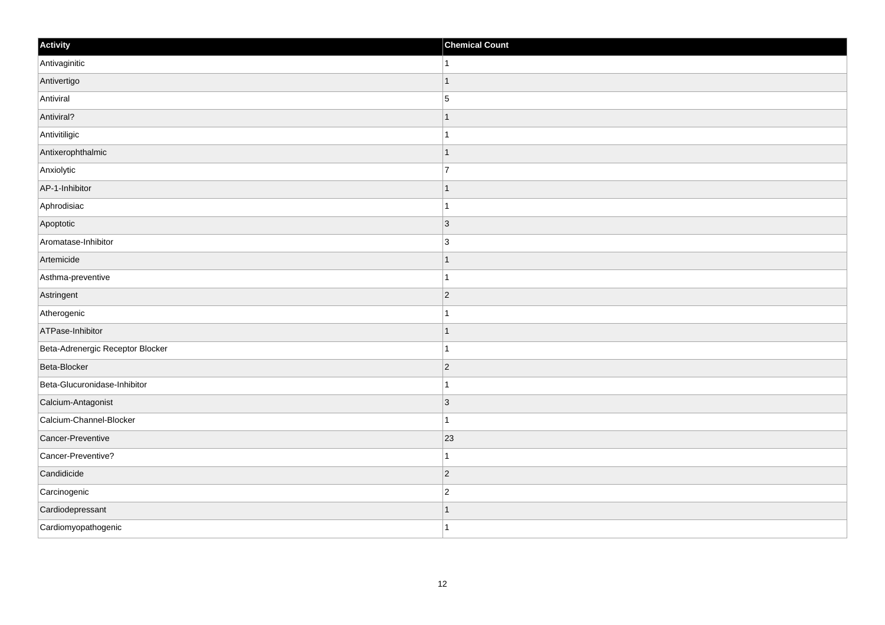| Activity | Chemical Count |
| --- | --- |
| Antivaginitic | 1 |
| Antivertigo | 1 |
| Antiviral | 5 |
| Antiviral? | 1 |
| Antivitiligic | 1 |
| Antixerophthalmic | 1 |
| Anxiolytic | 7 |
| AP-1-Inhibitor | 1 |
| Aphrodisiac | 1 |
| Apoptotic | 3 |
| Aromatase-Inhibitor | 3 |
| Artemicide | 1 |
| Asthma-preventive | 1 |
| Astringent | 2 |
| Atherogenic | 1 |
| ATPase-Inhibitor | 1 |
| Beta-Adrenergic Receptor Blocker | 1 |
| Beta-Blocker | 2 |
| Beta-Glucuronidase-Inhibitor | 1 |
| Calcium-Antagonist | 3 |
| Calcium-Channel-Blocker | 1 |
| Cancer-Preventive | 23 |
| Cancer-Preventive? | 1 |
| Candidicide | 2 |
| Carcinogenic | 2 |
| Cardiodepressant | 1 |
| Cardiomyopathogenic | 1 |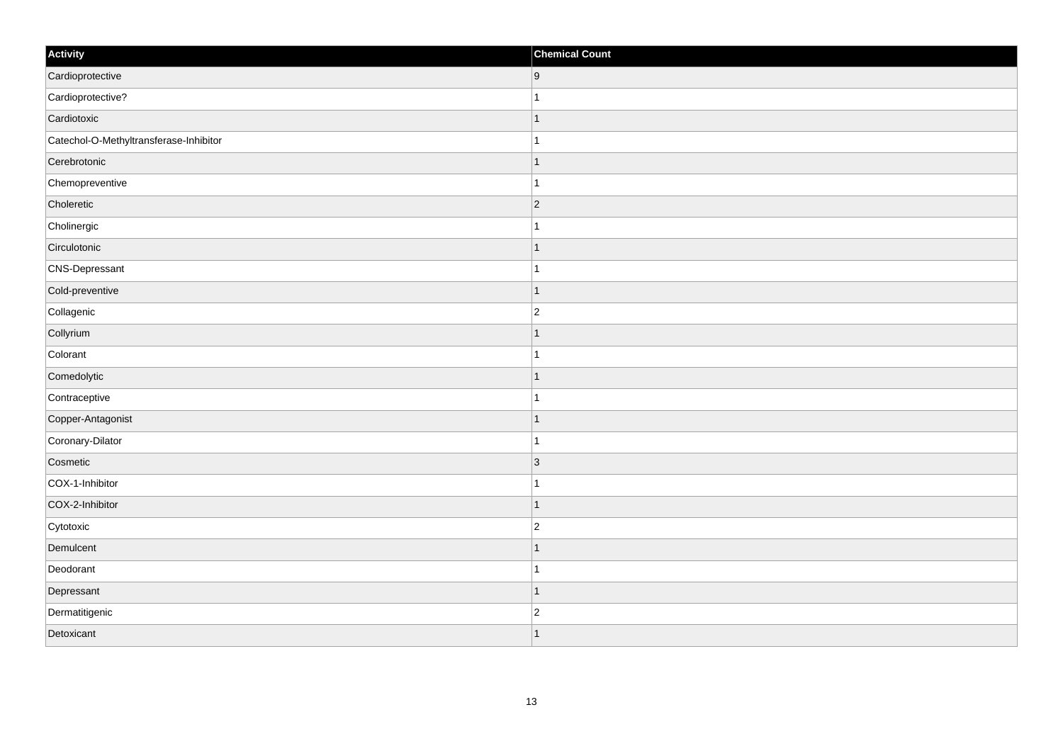| Activity | Chemical Count |
| --- | --- |
| Cardioprotective | 9 |
| Cardioprotective? | 1 |
| Cardiotoxic | 1 |
| Catechol-O-Methyltransferase-Inhibitor | 1 |
| Cerebrotonic | 1 |
| Chemopreventive | 1 |
| Choleretic | 2 |
| Cholinergic | 1 |
| Circulotonic | 1 |
| CNS-Depressant | 1 |
| Cold-preventive | 1 |
| Collagenic | 2 |
| Collyrium | 1 |
| Colorant | 1 |
| Comedolytic | 1 |
| Contraceptive | 1 |
| Copper-Antagonist | 1 |
| Coronary-Dilator | 1 |
| Cosmetic | 3 |
| COX-1-Inhibitor | 1 |
| COX-2-Inhibitor | 1 |
| Cytotoxic | 2 |
| Demulcent | 1 |
| Deodorant | 1 |
| Depressant | 1 |
| Dermatitigenic | 2 |
| Detoxicant | 1 |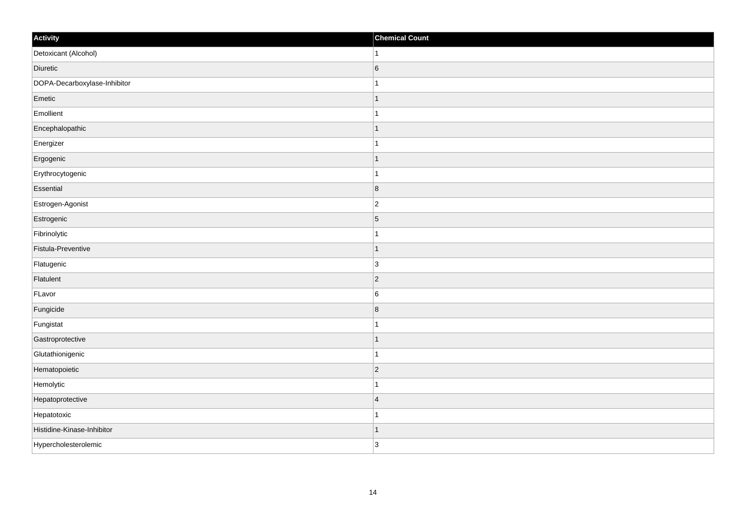| Activity | Chemical Count |
| --- | --- |
| Detoxicant (Alcohol) | 1 |
| Diuretic | 6 |
| DOPA-Decarboxylase-Inhibitor | 1 |
| Emetic | 1 |
| Emollient | 1 |
| Encephalopathic | 1 |
| Energizer | 1 |
| Ergogenic | 1 |
| Erythrocytogenic | 1 |
| Essential | 8 |
| Estrogen-Agonist | 2 |
| Estrogenic | 5 |
| Fibrinolytic | 1 |
| Fistula-Preventive | 1 |
| Flatugenic | 3 |
| Flatulent | 2 |
| FLavor | 6 |
| Fungicide | 8 |
| Fungistat | 1 |
| Gastroprotective | 1 |
| Glutathionigenic | 1 |
| Hematopoietic | 2 |
| Hemolytic | 1 |
| Hepatoprotective | 4 |
| Hepatotoxic | 1 |
| Histidine-Kinase-Inhibitor | 1 |
| Hypercholesterolemic | 3 |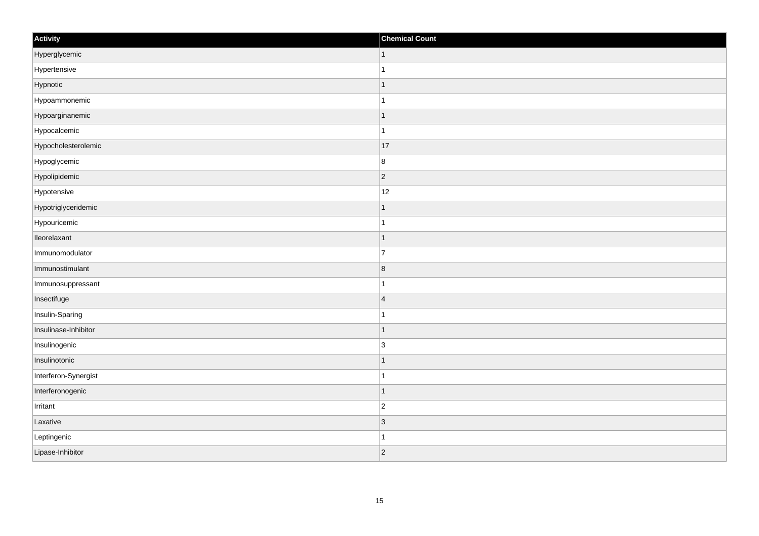| Activity | Chemical Count |
| --- | --- |
| Hyperglycemic | 1 |
| Hypertensive | 1 |
| Hypnotic | 1 |
| Hypoammonemic | 1 |
| Hypoarginanemic | 1 |
| Hypocalcemic | 1 |
| Hypocholesterolemic | 17 |
| Hypoglycemic | 8 |
| Hypolipidemic | 2 |
| Hypotensive | 12 |
| Hypotriglyceridemic | 1 |
| Hypouricemic | 1 |
| Ileorelaxant | 1 |
| Immunomodulator | 7 |
| Immunostimulant | 8 |
| Immunosuppressant | 1 |
| Insectifuge | 4 |
| Insulin-Sparing | 1 |
| Insulinase-Inhibitor | 1 |
| Insulinogenic | 3 |
| Insulinotonic | 1 |
| Interferon-Synergist | 1 |
| Interferonogenic | 1 |
| Irritant | 2 |
| Laxative | 3 |
| Leptingenic | 1 |
| Lipase-Inhibitor | 2 |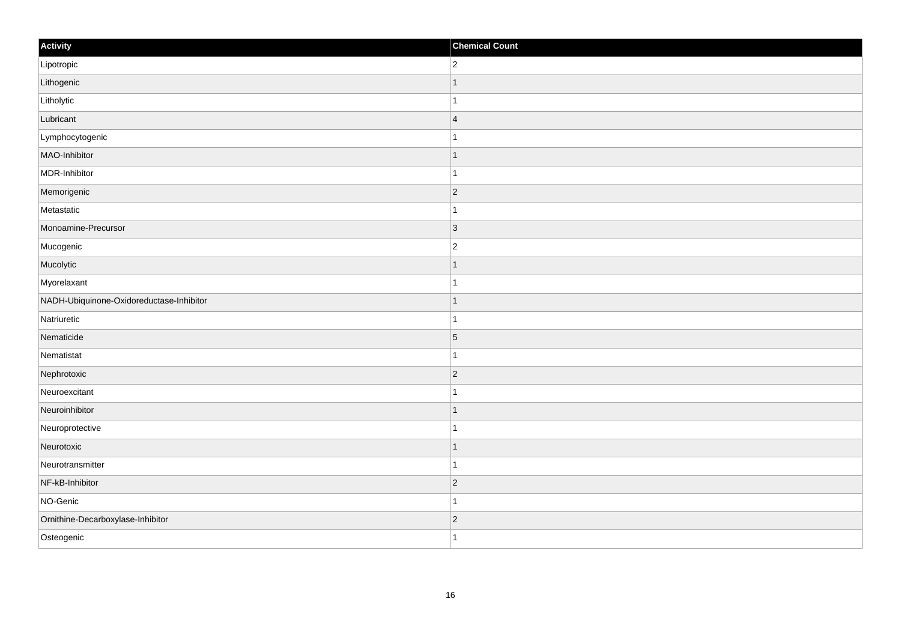| Activity | Chemical Count |
| --- | --- |
| Lipotropic | 2 |
| Lithogenic | 1 |
| Litholytic | 1 |
| Lubricant | 4 |
| Lymphocytogenic | 1 |
| MAO-Inhibitor | 1 |
| MDR-Inhibitor | 1 |
| Memorigenic | 2 |
| Metastatic | 1 |
| Monoamine-Precursor | 3 |
| Mucogenic | 2 |
| Mucolytic | 1 |
| Myorelaxant | 1 |
| NADH-Ubiquinone-Oxidoreductase-Inhibitor | 1 |
| Natriuretic | 1 |
| Nematicide | 5 |
| Nematistat | 1 |
| Nephrotoxic | 2 |
| Neuroexcitant | 1 |
| Neuroinhibitor | 1 |
| Neuroprotective | 1 |
| Neurotoxic | 1 |
| Neurotransmitter | 1 |
| NF-kB-Inhibitor | 2 |
| NO-Genic | 1 |
| Ornithine-Decarboxylase-Inhibitor | 2 |
| Osteogenic | 1 |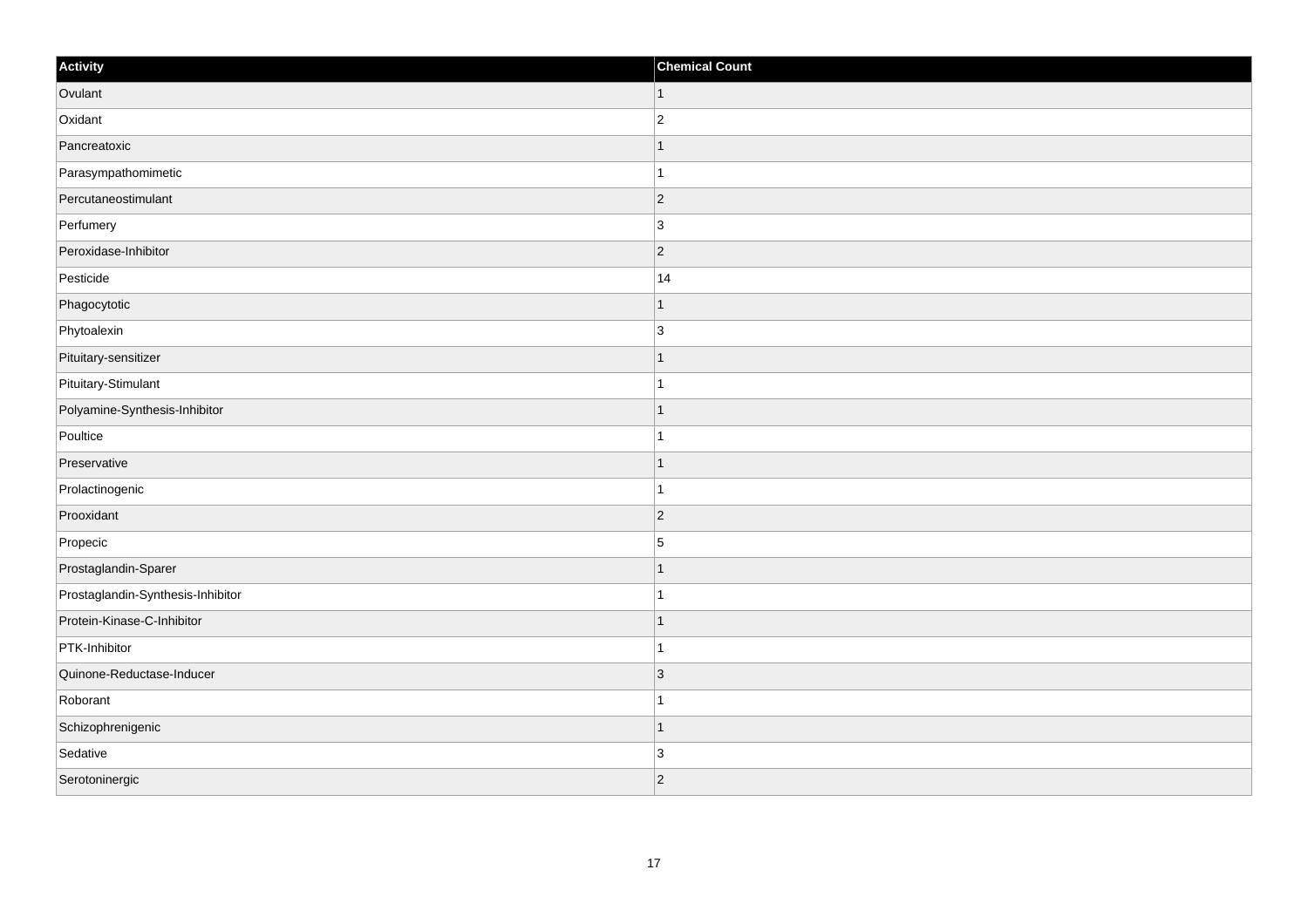| Activity | Chemical Count |
| --- | --- |
| Ovulant | 1 |
| Oxidant | 2 |
| Pancreatoxic | 1 |
| Parasympathomimetic | 1 |
| Percutaneostimulant | 2 |
| Perfumery | 3 |
| Peroxidase-Inhibitor | 2 |
| Pesticide | 14 |
| Phagocytotic | 1 |
| Phytoalexin | 3 |
| Pituitary-sensitizer | 1 |
| Pituitary-Stimulant | 1 |
| Polyamine-Synthesis-Inhibitor | 1 |
| Poultice | 1 |
| Preservative | 1 |
| Prolactinogenic | 1 |
| Prooxidant | 2 |
| Propecic | 5 |
| Prostaglandin-Sparer | 1 |
| Prostaglandin-Synthesis-Inhibitor | 1 |
| Protein-Kinase-C-Inhibitor | 1 |
| PTK-Inhibitor | 1 |
| Quinone-Reductase-Inducer | 3 |
| Roborant | 1 |
| Schizophrenigenic | 1 |
| Sedative | 3 |
| Serotoninergic | 2 |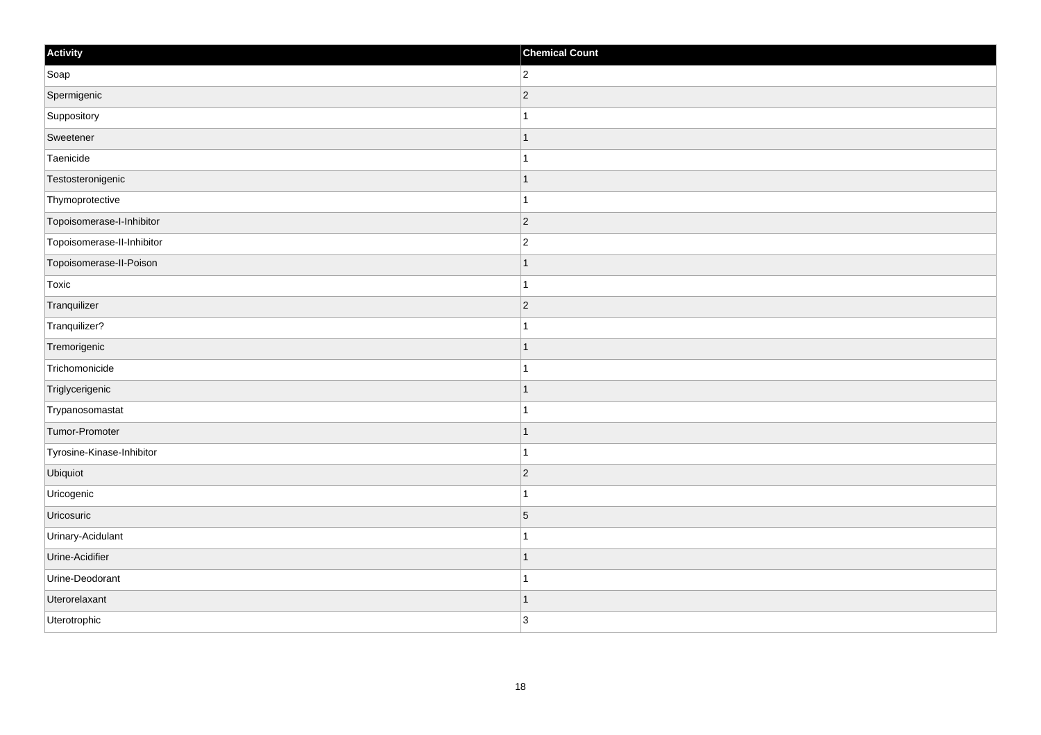| Activity | Chemical Count |
| --- | --- |
| Soap | 2 |
| Spermigenic | 2 |
| Suppository | 1 |
| Sweetener | 1 |
| Taenicide | 1 |
| Testosteronigenic | 1 |
| Thymoprotective | 1 |
| Topoisomerase-I-Inhibitor | 2 |
| Topoisomerase-II-Inhibitor | 2 |
| Topoisomerase-II-Poison | 1 |
| Toxic | 1 |
| Tranquilizer | 2 |
| Tranquilizer? | 1 |
| Tremorigenic | 1 |
| Trichomonicide | 1 |
| Triglycerigenic | 1 |
| Trypanosomastat | 1 |
| Tumor-Promoter | 1 |
| Tyrosine-Kinase-Inhibitor | 1 |
| Ubiquiot | 2 |
| Uricogenic | 1 |
| Uricosuric | 5 |
| Urinary-Acidulant | 1 |
| Urine-Acidifier | 1 |
| Urine-Deodorant | 1 |
| Uterorelaxant | 1 |
| Uterotrophic | 3 |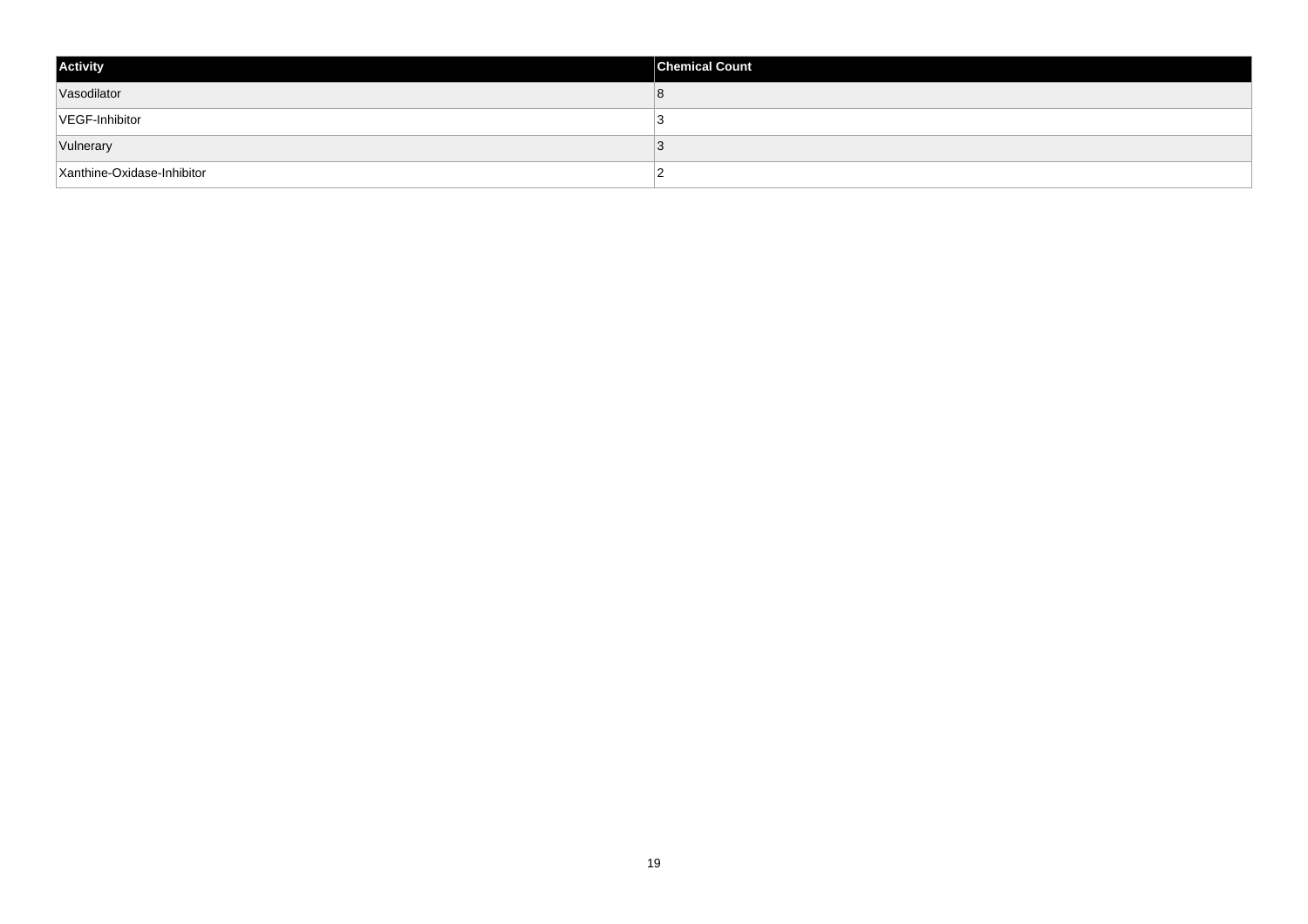| Activity | Chemical Count |
| --- | --- |
| Vasodilator | 8 |
| VEGF-Inhibitor | 3 |
| Vulnerary | 3 |
| Xanthine-Oxidase-Inhibitor | 2 |